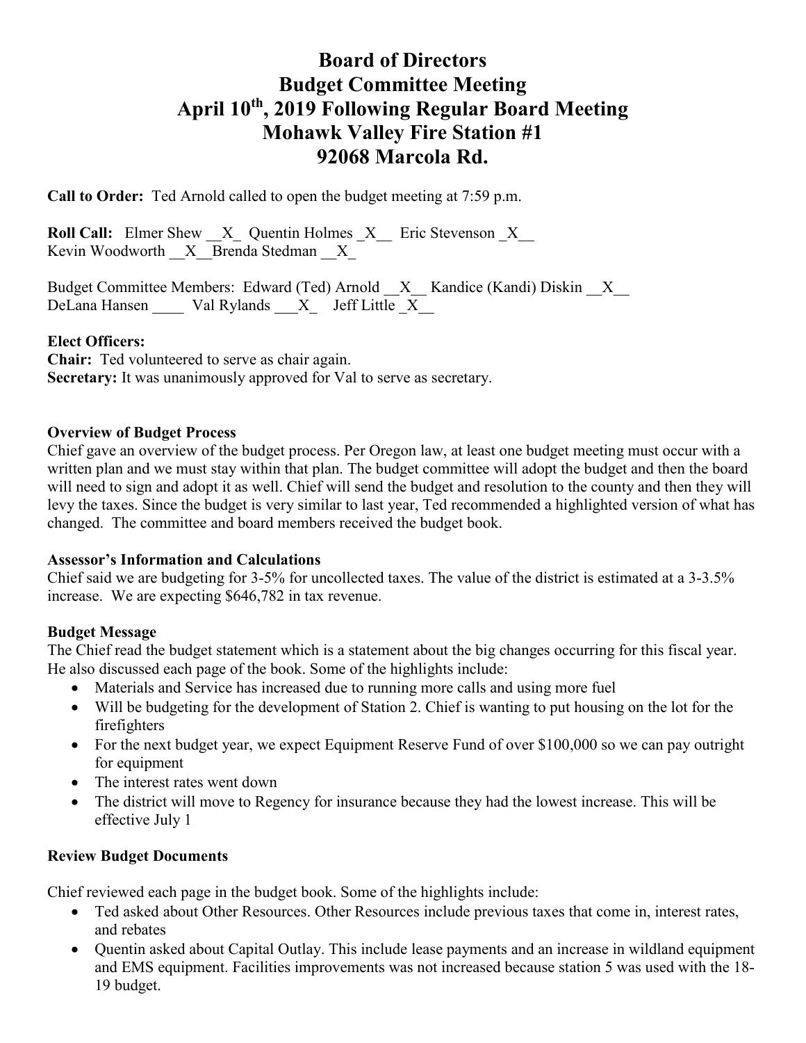# Board of Directors
# Budget Committee Meeting
# April 10th, 2019 Following Regular Board Meeting
# Mohawk Valley Fire Station #1
# 92068 Marcola Rd.

**Call to Order:** Ted Arnold called to open the budget meeting at 7:59 p.m.

**Roll Call:** Elmer Shew __X_ Quentin Holmes _X__ Eric Stevenson _X__
Kevin Woodworth __X__Brenda Stedman __X_

Budget Committee Members: Edward (Ted) Arnold __X__ Kandice (Kandi) Diskin __X__
DeLana Hansen ____ Val Rylands ___X_ Jeff Little _X__

**Elect Officers:**
**Chair:** Ted volunteered to serve as chair again.
**Secretary:** It was unanimously approved for Val to serve as secretary.

**Overview of Budget Process**
Chief gave an overview of the budget process. Per Oregon law, at least one budget meeting must occur with a written plan and we must stay within that plan. The budget committee will adopt the budget and then the board will need to sign and adopt it as well. Chief will send the budget and resolution to the county and then they will levy the taxes. Since the budget is very similar to last year, Ted recommended a highlighted version of what has changed. The committee and board members received the budget book.

**Assessor's Information and Calculations**
Chief said we are budgeting for 3-5% for uncollected taxes. The value of the district is estimated at a 3-3.5% increase. We are expecting $646,782 in tax revenue.

**Budget Message**
The Chief read the budget statement which is a statement about the big changes occurring for this fiscal year. He also discussed each page of the book. Some of the highlights include:

- Materials and Service has increased due to running more calls and using more fuel
- Will be budgeting for the development of Station 2. Chief is wanting to put housing on the lot for the firefighters
- For the next budget year, we expect Equipment Reserve Fund of over $100,000 so we can pay outright for equipment
- The interest rates went down
- The district will move to Regency for insurance because they had the lowest increase. This will be effective July 1

**Review Budget Documents**

Chief reviewed each page in the budget book. Some of the highlights include:

- Ted asked about Other Resources. Other Resources include previous taxes that come in, interest rates, and rebates
- Quentin asked about Capital Outlay. This include lease payments and an increase in wildland equipment and EMS equipment. Facilities improvements was not increased because station 5 was used with the 18-19 budget.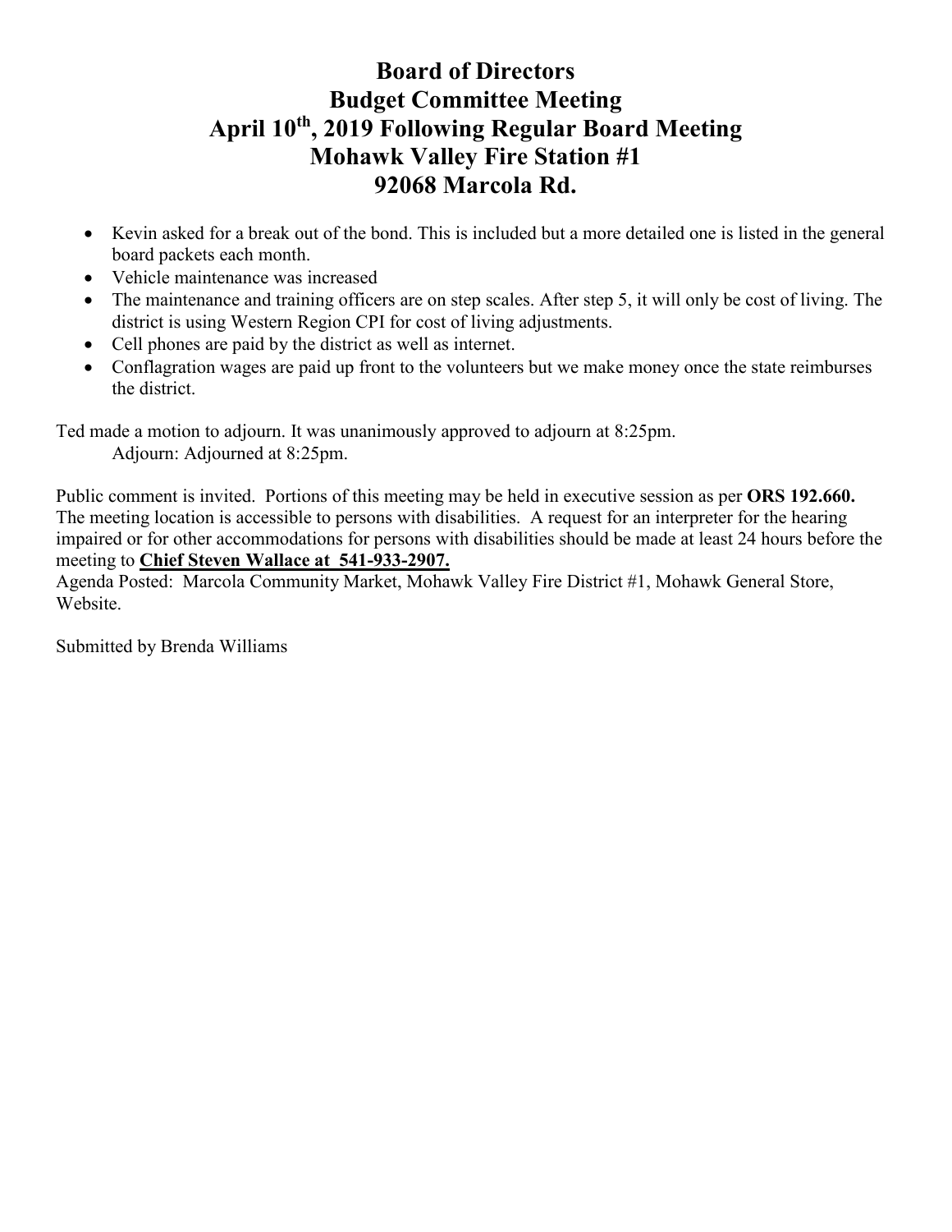# Board of Directors
# Budget Committee Meeting
# April 10th, 2019 Following Regular Board Meeting
# Mohawk Valley Fire Station #1
# 92068 Marcola Rd.

- Kevin asked for a break out of the bond. This is included but a more detailed one is listed in the general board packets each month.
- Vehicle maintenance was increased
- The maintenance and training officers are on step scales. After step 5, it will only be cost of living. The district is using Western Region CPI for cost of living adjustments.
- Cell phones are paid by the district as well as internet.
- Conflagration wages are paid up front to the volunteers but we make money once the state reimburses the district.

Ted made a motion to adjourn. It was unanimously approved to adjourn at 8:25pm.

Adjourn: Adjourned at 8:25pm.

Public comment is invited. Portions of this meeting may be held in executive session as per **ORS 192.660.** The meeting location is accessible to persons with disabilities. A request for an interpreter for the hearing impaired or for other accommodations for persons with disabilities should be made at least 24 hours before the meeting to **Chief Steven Wallace at 541-933-2907.**

Agenda Posted: Marcola Community Market, Mohawk Valley Fire District #1, Mohawk General Store, Website.

Submitted by Brenda Williams